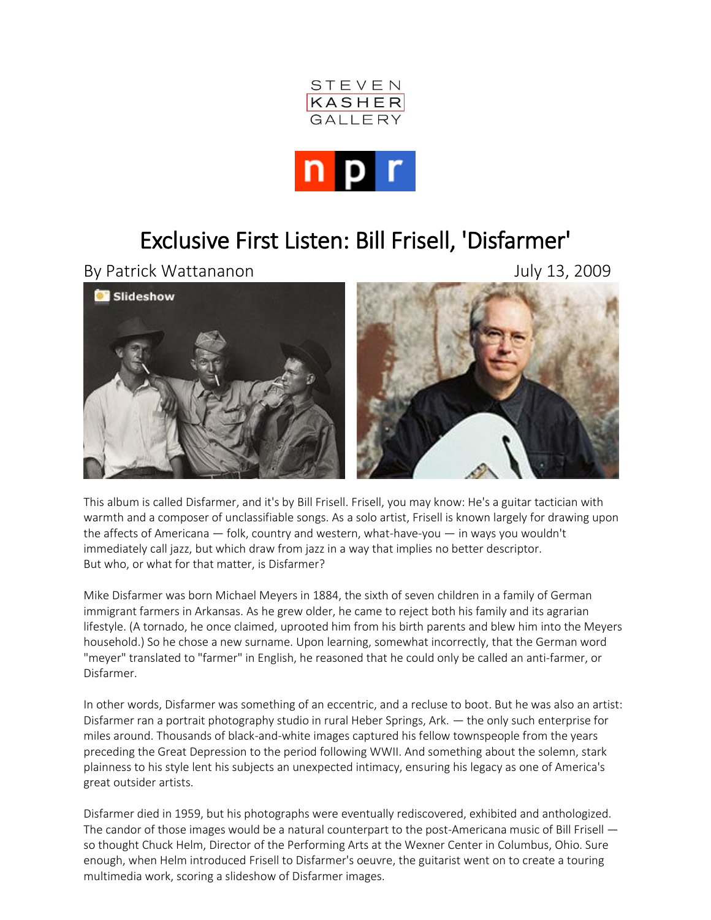STEVEN KASHER GALLERY

npr

# Exclusive First Listen: Bill Frisell, 'Disfarmer'

By Patrick Wattananon July 13, 2009

Slideshow

This album is called Disfarmer, and it's by Bill Frisell. Frisell, you may know: He's a guitar tactician with warmth and a composer of unclassifiable songs. As a solo artist, Frisell is known largely for drawing upon the affects of Americana — folk, country and western, what-have-you — in ways you wouldn't immediately call jazz, but which draw from jazz in a way that implies no better descriptor.
But who, or what for that matter, is Disfarmer?

Mike Disfarmer was born Michael Meyers in 1884, the sixth of seven children in a family of German immigrant farmers in Arkansas. As he grew older, he came to reject both his family and its agrarian lifestyle. (A tornado, he once claimed, uprooted him from his birth parents and blew him into the Meyers household.) So he chose a new surname. Upon learning, somewhat incorrectly, that the German word "meyer" translated to "farmer" in English, he reasoned that he could only be called an anti-farmer, or Disfarmer.

In other words, Disfarmer was something of an eccentric, and a recluse to boot. But he was also an artist: Disfarmer ran a portrait photography studio in rural Heber Springs, Ark. — the only such enterprise for miles around. Thousands of black-and-white images captured his fellow townspeople from the years preceding the Great Depression to the period following WWII. And something about the solemn, stark plainness to his style lent his subjects an unexpected intimacy, ensuring his legacy as one of America's great outsider artists.

Disfarmer died in 1959, but his photographs were eventually rediscovered, exhibited and anthologized. The candor of those images would be a natural counterpart to the post-Americana music of Bill Frisell — so thought Chuck Helm, Director of the Performing Arts at the Wexner Center in Columbus, Ohio. Sure enough, when Helm introduced Frisell to Disfarmer's oeuvre, the guitarist went on to create a touring multimedia work, scoring a slideshow of Disfarmer images.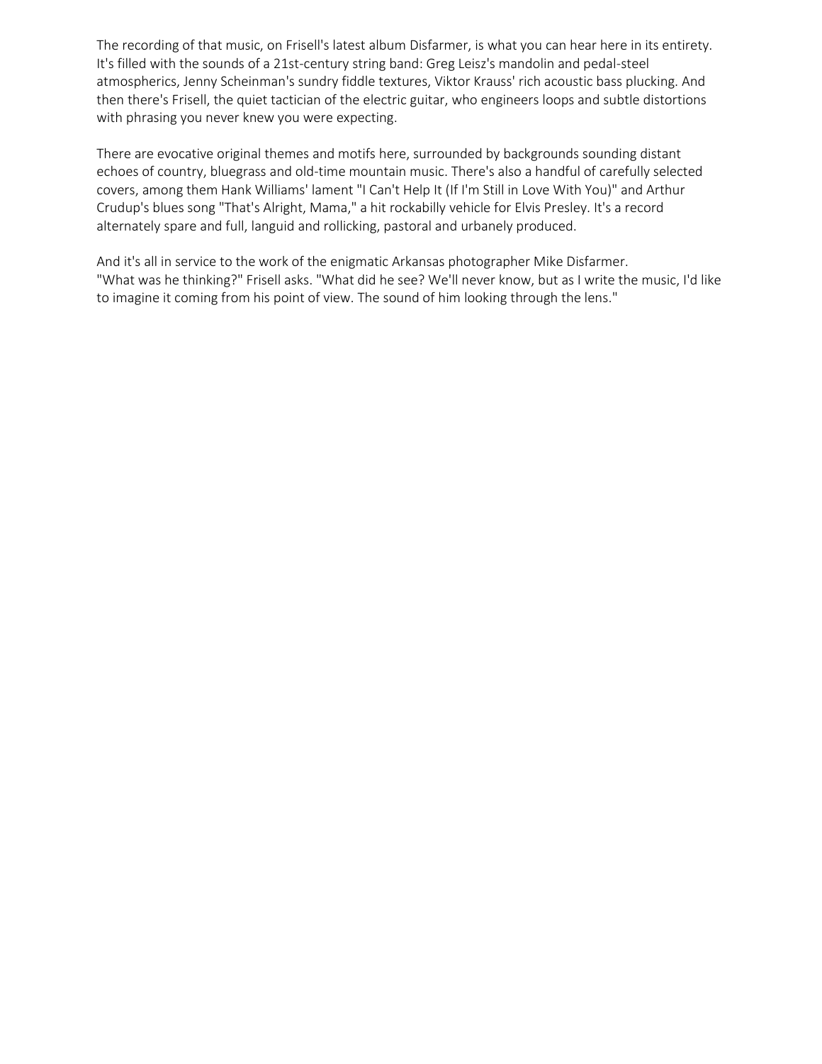The recording of that music, on Frisell's latest album Disfarmer, is what you can hear here in its entirety. It's filled with the sounds of a 21st-century string band: Greg Leisz's mandolin and pedal-steel atmospherics, Jenny Scheinman's sundry fiddle textures, Viktor Krauss' rich acoustic bass plucking. And then there's Frisell, the quiet tactician of the electric guitar, who engineers loops and subtle distortions with phrasing you never knew you were expecting.

There are evocative original themes and motifs here, surrounded by backgrounds sounding distant echoes of country, bluegrass and old-time mountain music. There's also a handful of carefully selected covers, among them Hank Williams' lament "I Can't Help It (If I'm Still in Love With You)" and Arthur Crudup's blues song "That's Alright, Mama," a hit rockabilly vehicle for Elvis Presley. It's a record alternately spare and full, languid and rollicking, pastoral and urbanely produced.

And it's all in service to the work of the enigmatic Arkansas photographer Mike Disfarmer.
"What was he thinking?" Frisell asks. "What did he see? We'll never know, but as I write the music, I'd like to imagine it coming from his point of view. The sound of him looking through the lens."